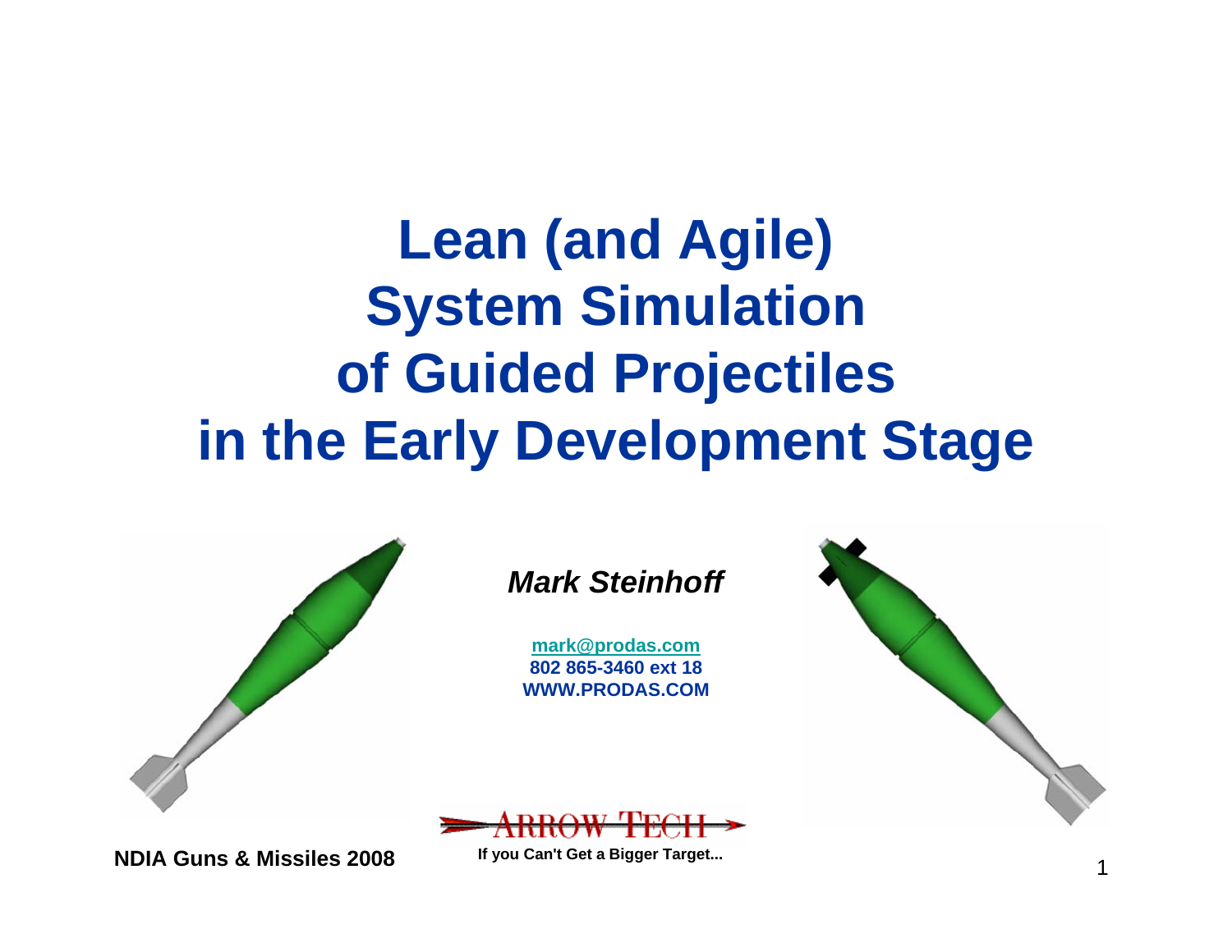# Lean (and Agile) System Simulation of Guided Projectiles in the Early Development Stage

***Mark Steinhoff***

**mark@prodas.com**
**802 865-3460 ext 18**
**WWW.PRODAS.COM**

ARROW TECH

**If you Can't Get a Bigger Target...**

**NDIA Guns & Missiles 2008**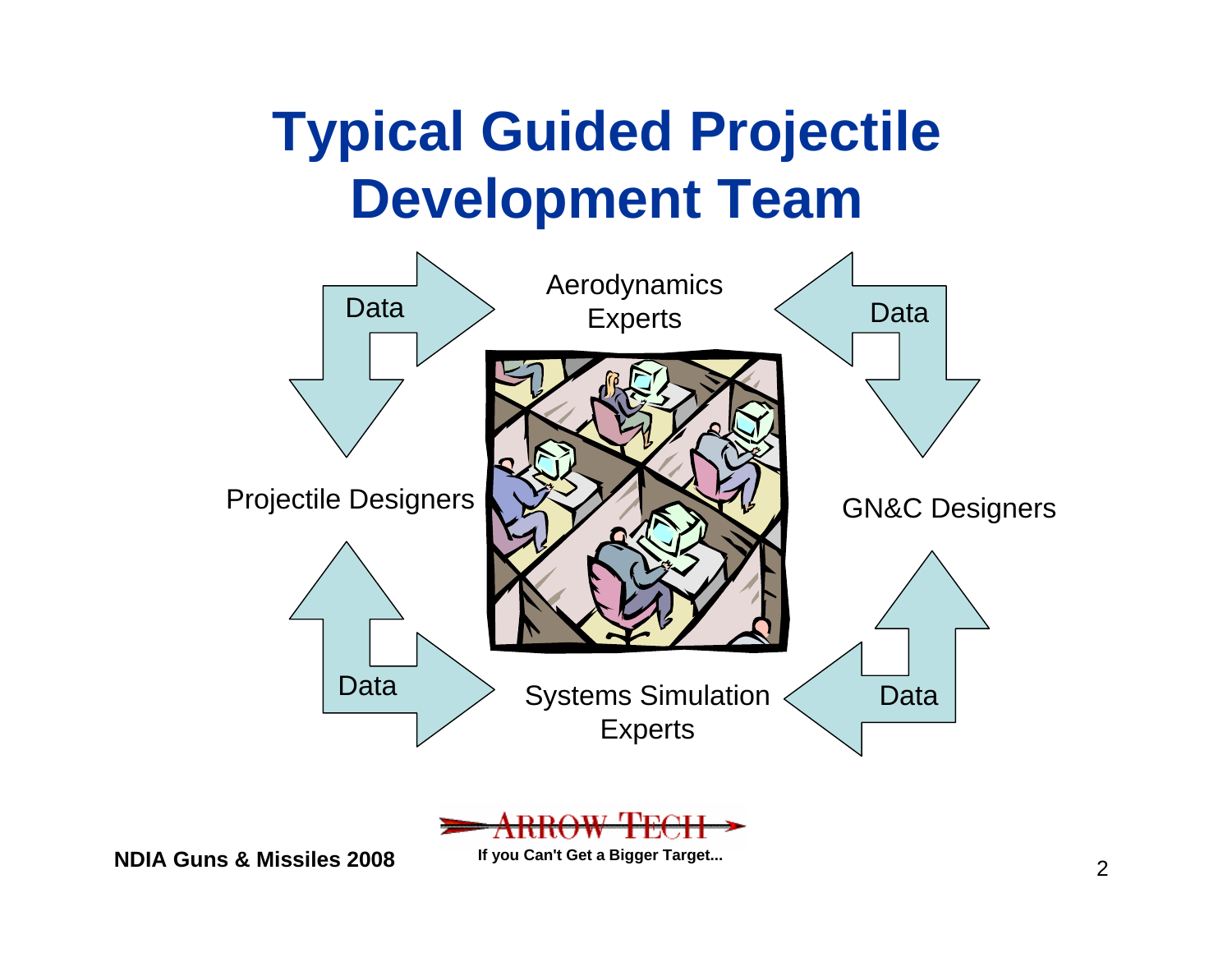# Typical Guided Projectile Development Team

Aerodynamics Experts

Projectile Designers

GN&C Designers

Systems Simulation Experts

Data

Data

Data

Data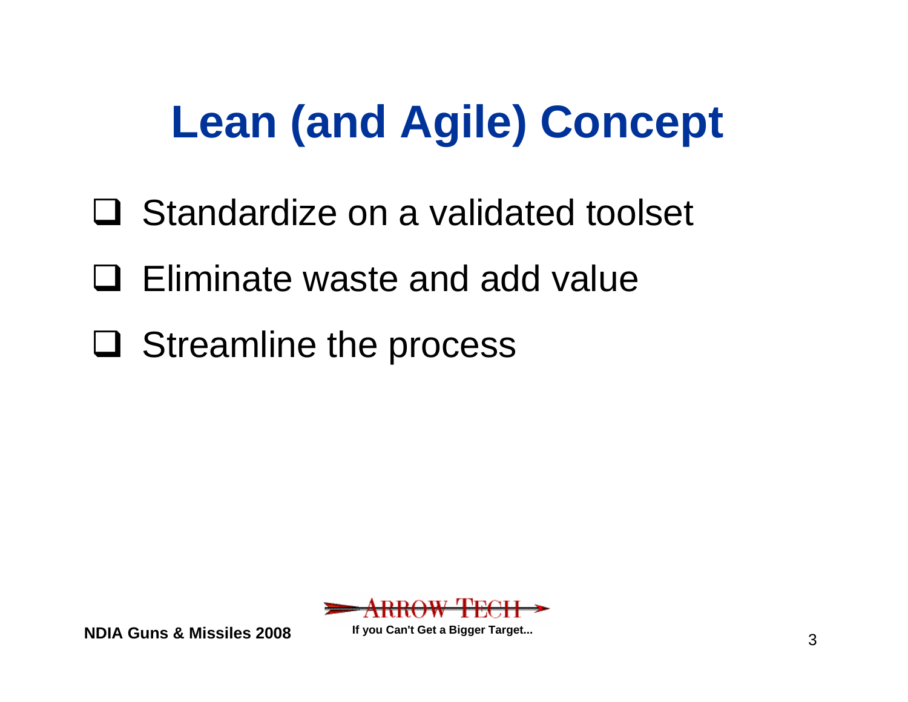# Lean (and Agile) Concept

- Standardize on a validated toolset
- Eliminate waste and add value
- Streamline the process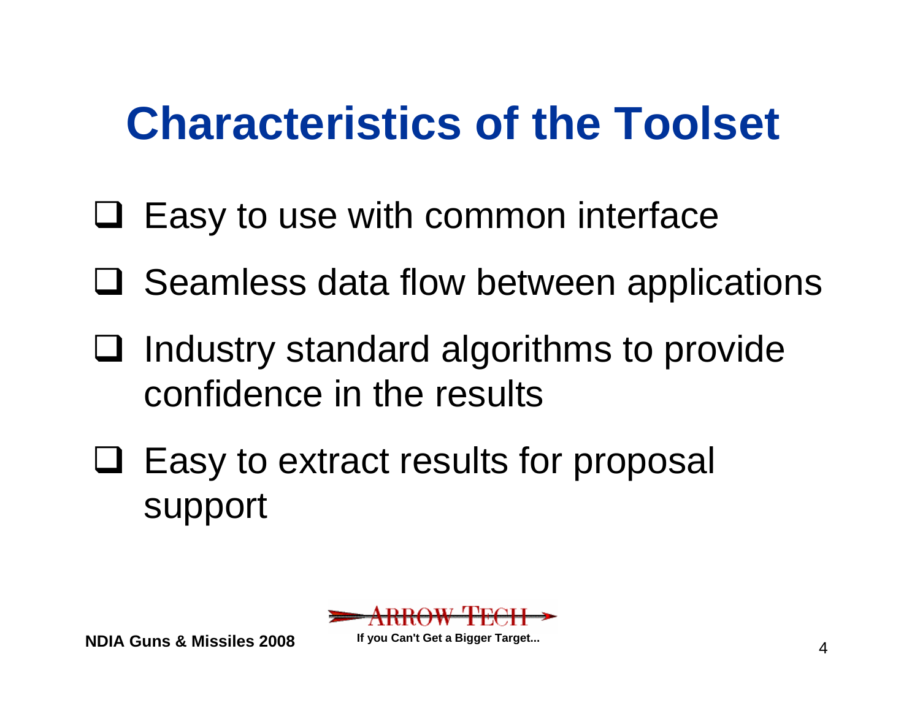# Characteristics of the Toolset

- Easy to use with common interface
- Seamless data flow between applications
- Industry standard algorithms to provide confidence in the results
- Easy to extract results for proposal support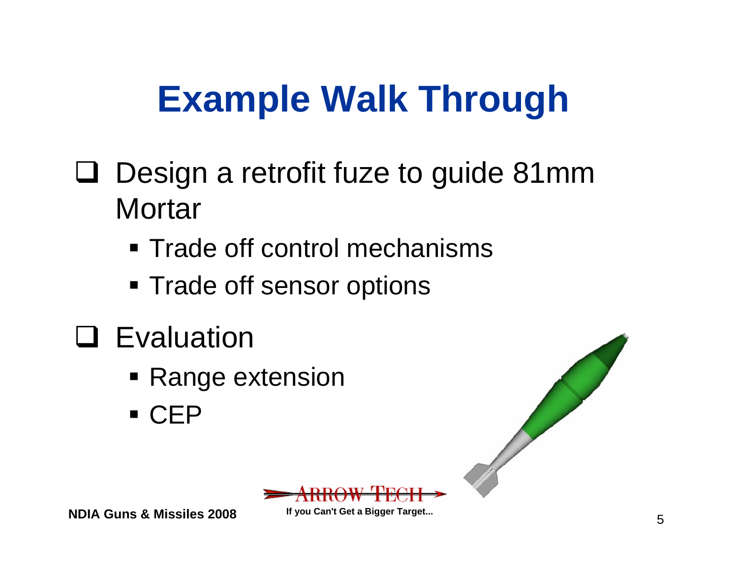# Example Walk Through

- Design a retrofit fuze to guide 81mm Mortar
  - Trade off control mechanisms
  - Trade off sensor options
- Evaluation
  - Range extension
  - CEP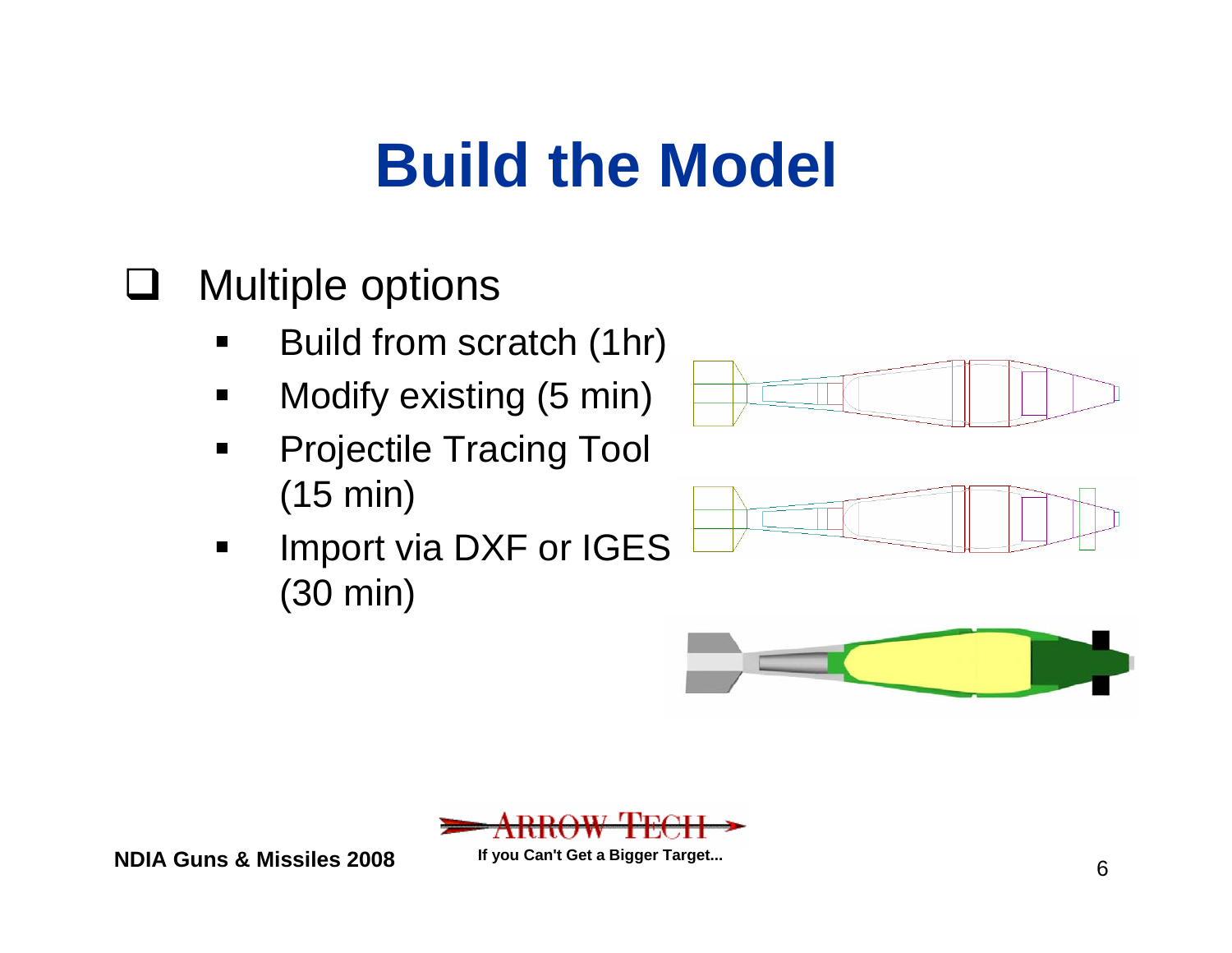# Build the Model

- Multiple options
  - Build from scratch (1hr)
  - Modify existing (5 min)
  - Projectile Tracing Tool (15 min)
  - Import via DXF or IGES (30 min)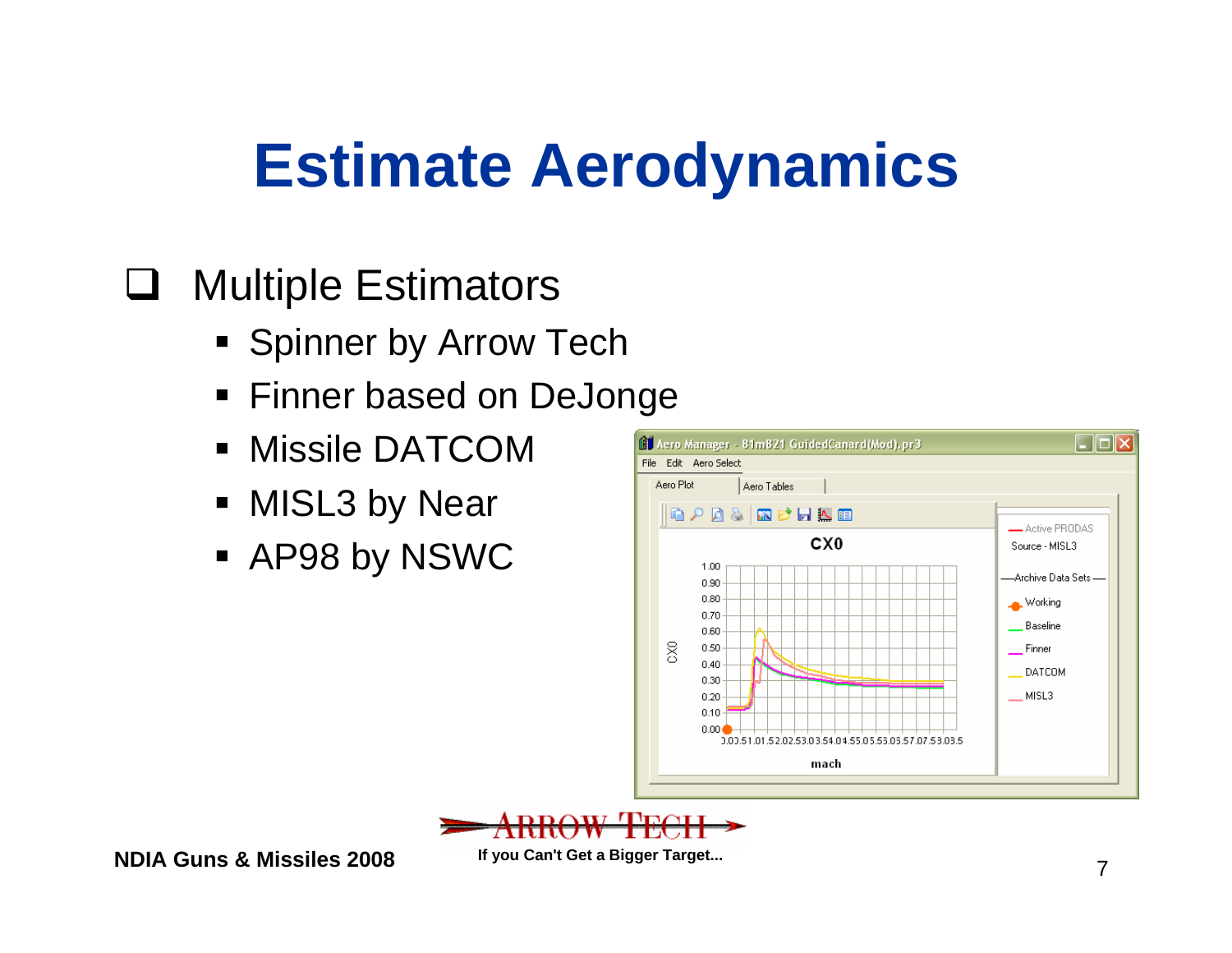# Estimate Aerodynamics

- Multiple Estimators
  - Spinner by Arrow Tech
  - Finner based on DeJonge
  - Missile DATCOM
  - MISL3 by Near
  - AP98 by NSWC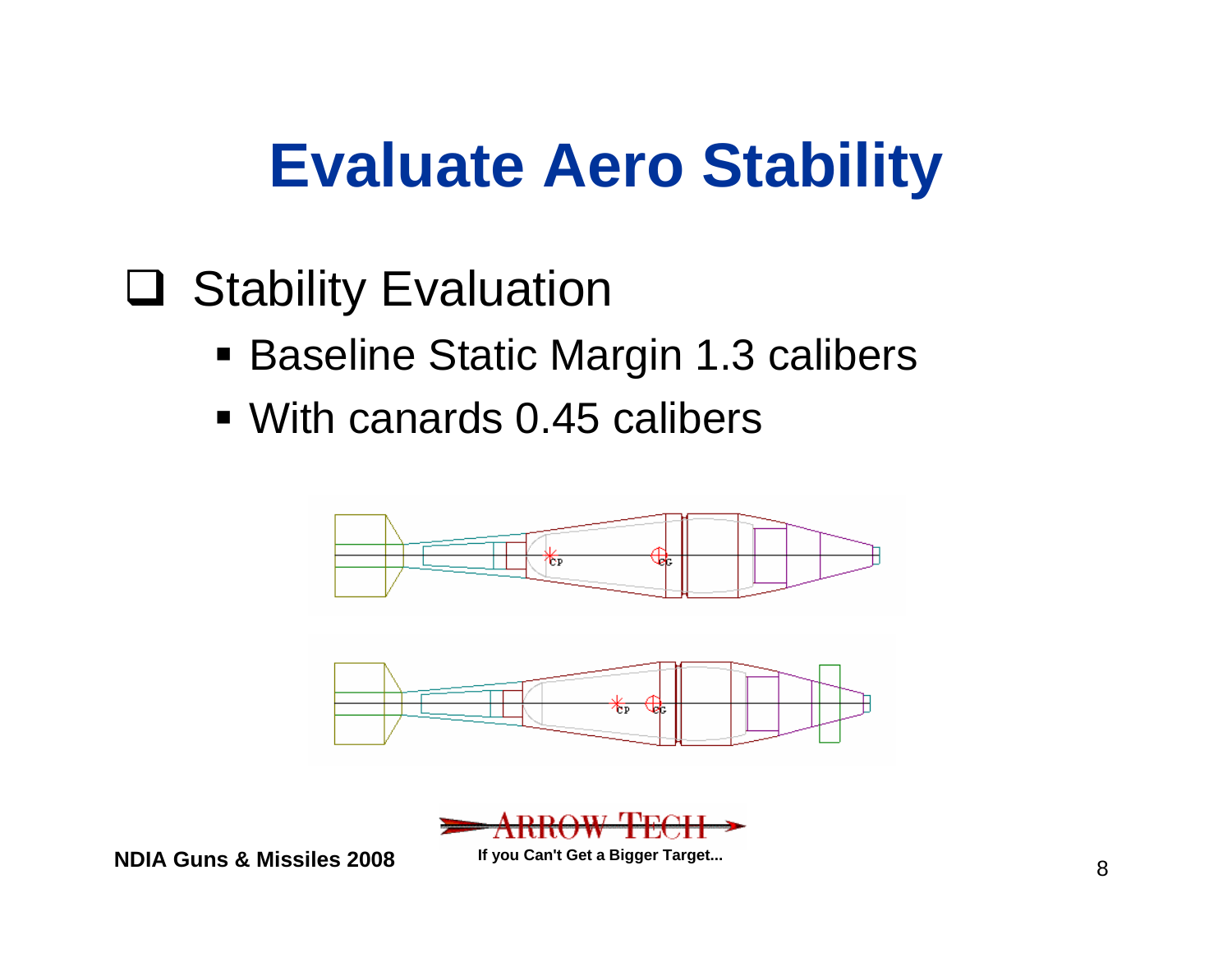# Evaluate Aero Stability

- Stability Evaluation
  - Baseline Static Margin 1.3 calibers
  - With canards 0.45 calibers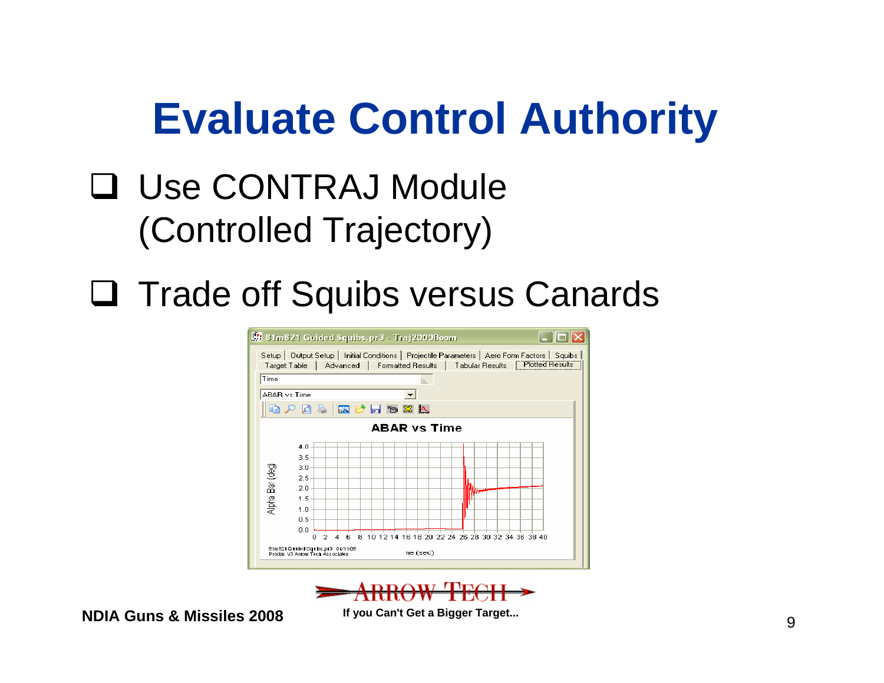# Evaluate Control Authority

- Use CONTRAJ Module (Controlled Trajectory)
- Trade off Squibs versus Canards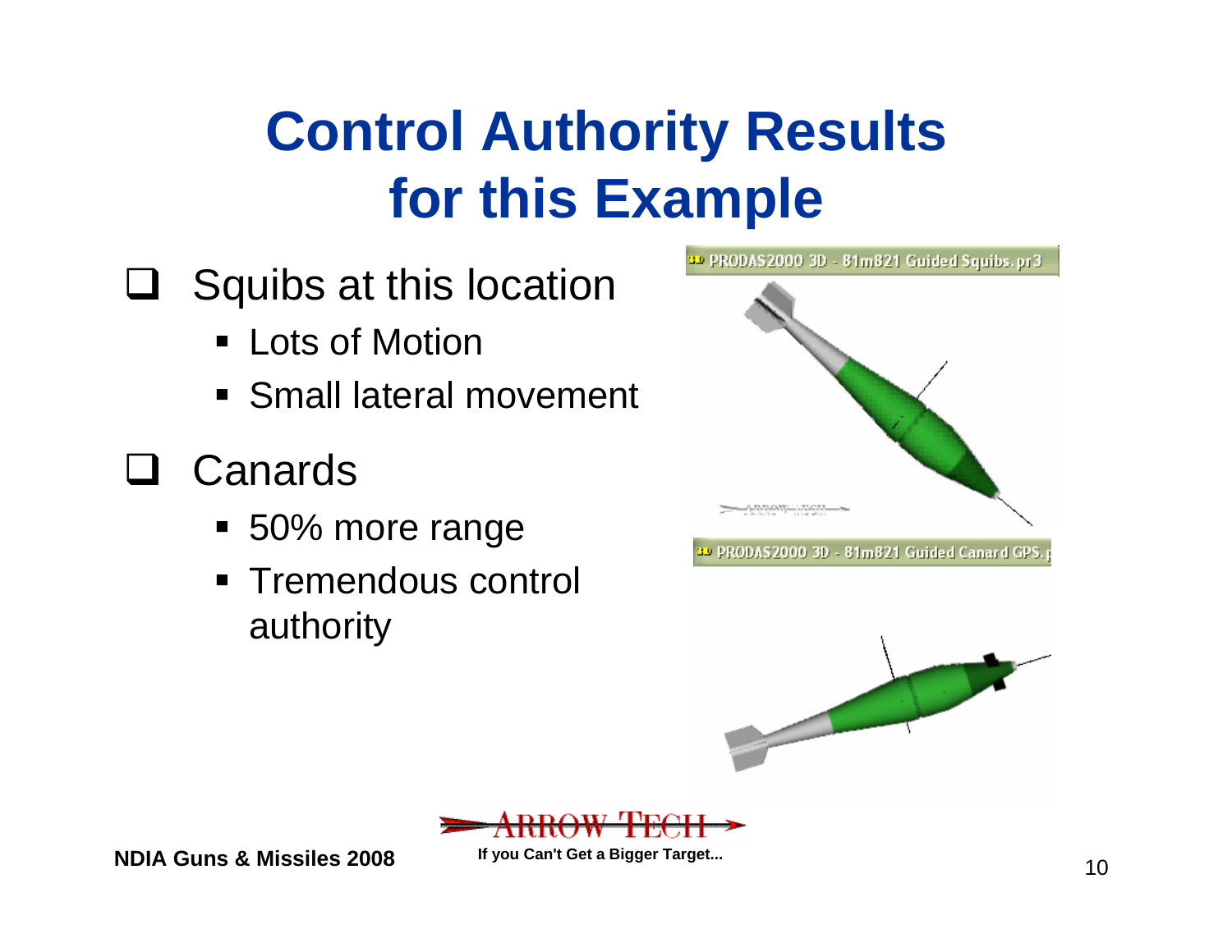# Control Authority Results for this Example

- Squibs at this location
  - Lots of Motion
  - Small lateral movement
- Canards
  - 50% more range
  - Tremendous control authority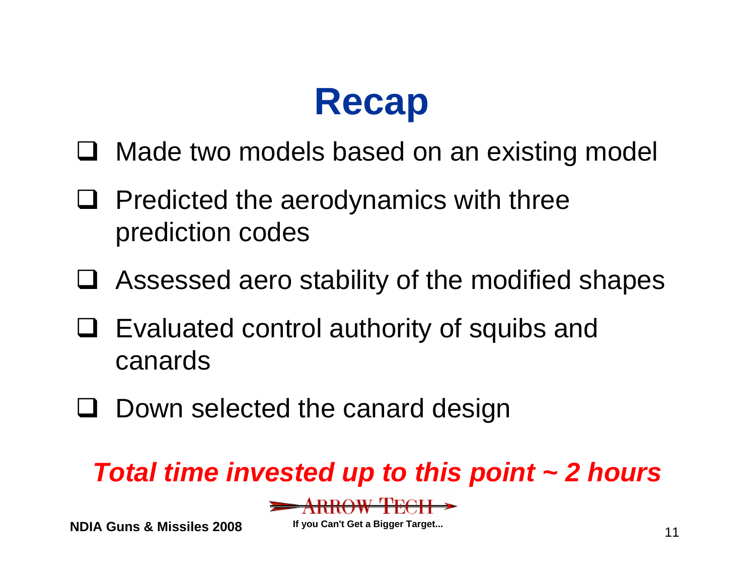# Recap

- Made two models based on an existing model
- Predicted the aerodynamics with three prediction codes
- Assessed aero stability of the modified shapes
- Evaluated control authority of squibs and canards
- Down selected the canard design

***Total time invested up to this point ~ 2 hours***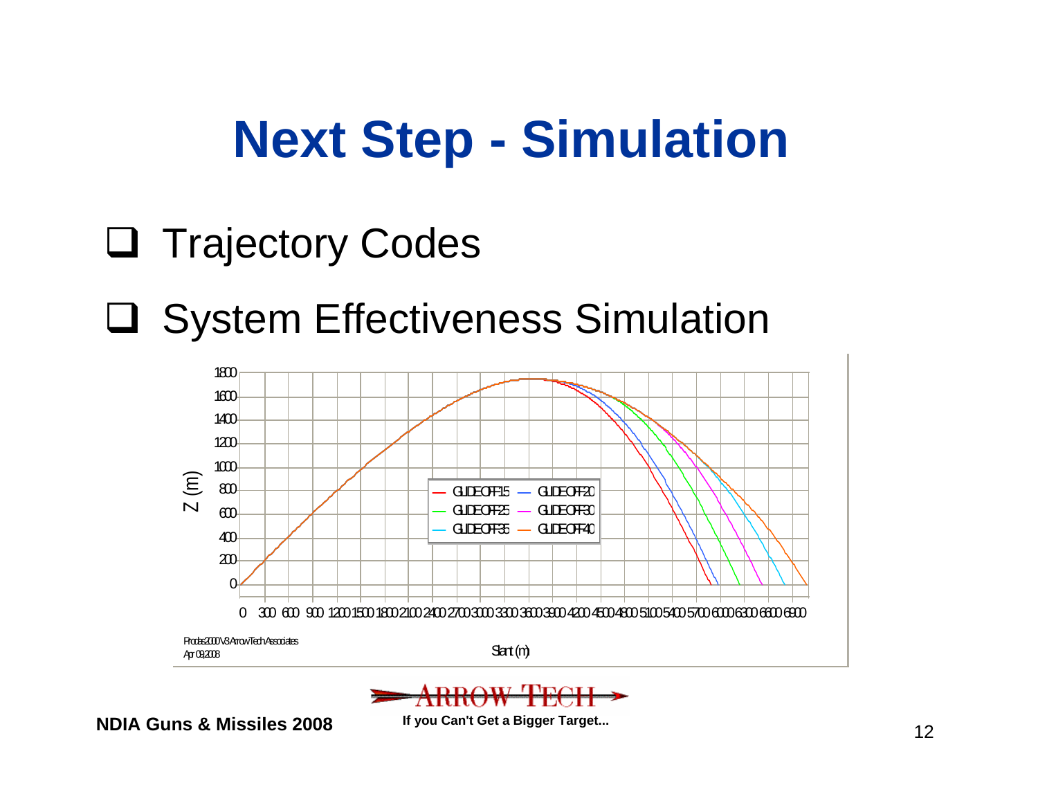# Next Step - Simulation

- Trajectory Codes
- System Effectiveness Simulation

Z (m)

Slant (m)

GLIDEOFF15 GLIDEOFF20 GLIDEOFF25 GLIDEOFF30 GLIDEOFF35 GLIDEOFF40

Prodas2000 V3 Arrow Tech Associates
Apr 09,2008

NDIA Guns & Missiles 2008

ARROW TECH
If you Can't Get a Bigger Target...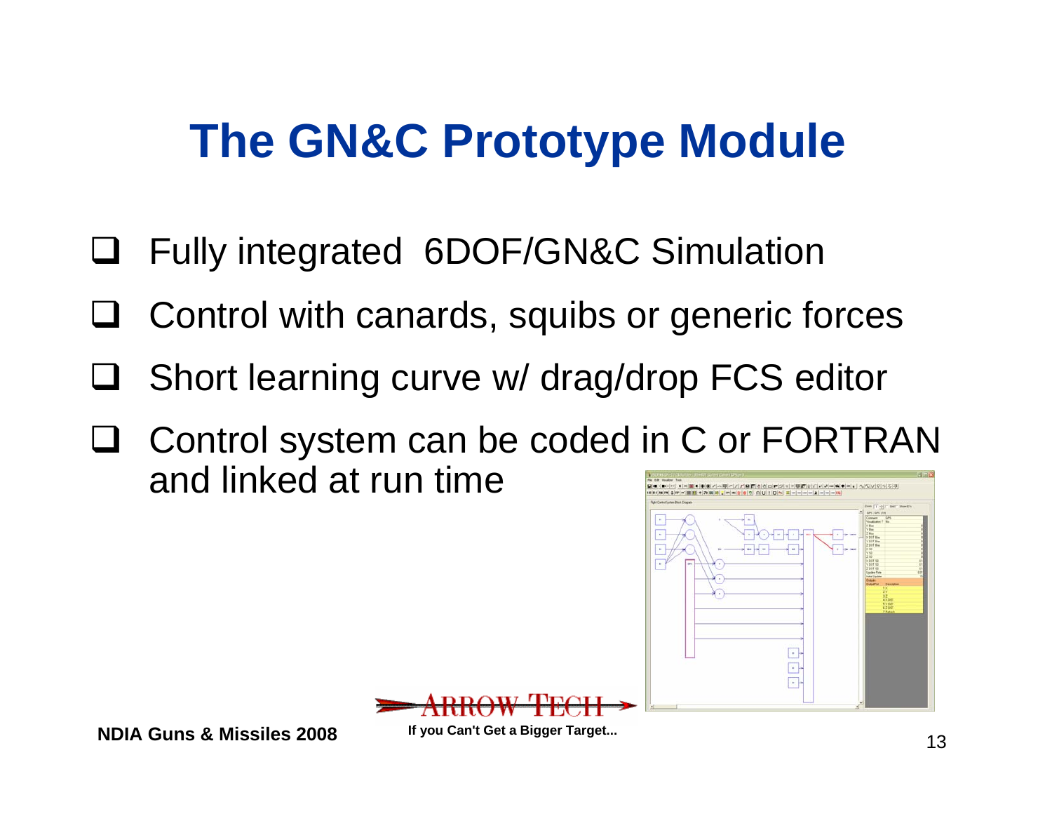# The GN&C Prototype Module

- Fully integrated 6DOF/GN&C Simulation
- Control with canards, squibs or generic forces
- Short learning curve w/ drag/drop FCS editor
- Control system can be coded in C or FORTRAN and linked at run time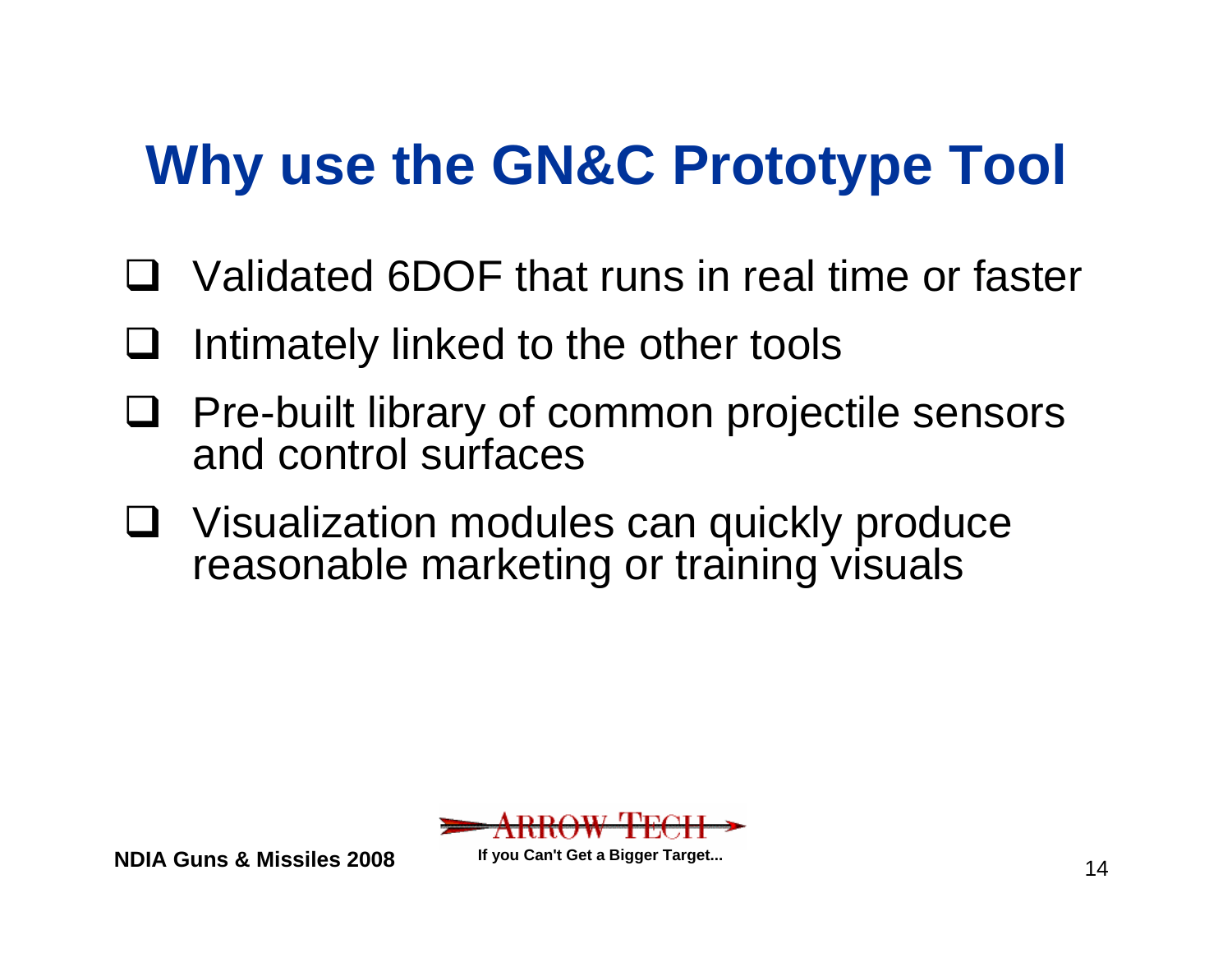# Why use the GN&C Prototype Tool

- Validated 6DOF that runs in real time or faster
- Intimately linked to the other tools
- Pre-built library of common projectile sensors and control surfaces
- Visualization modules can quickly produce reasonable marketing or training visuals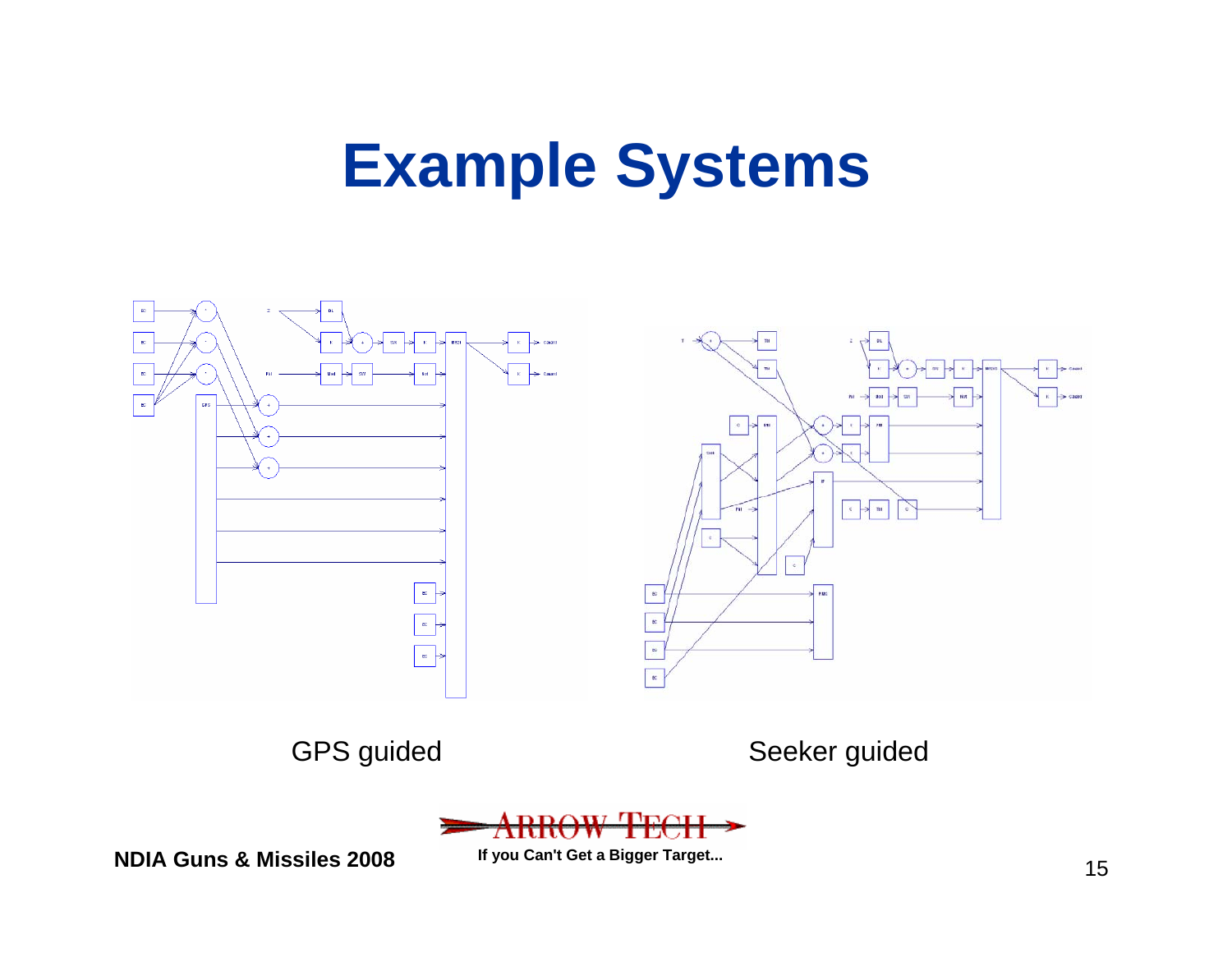# Example Systems

GPS guided

Seeker guided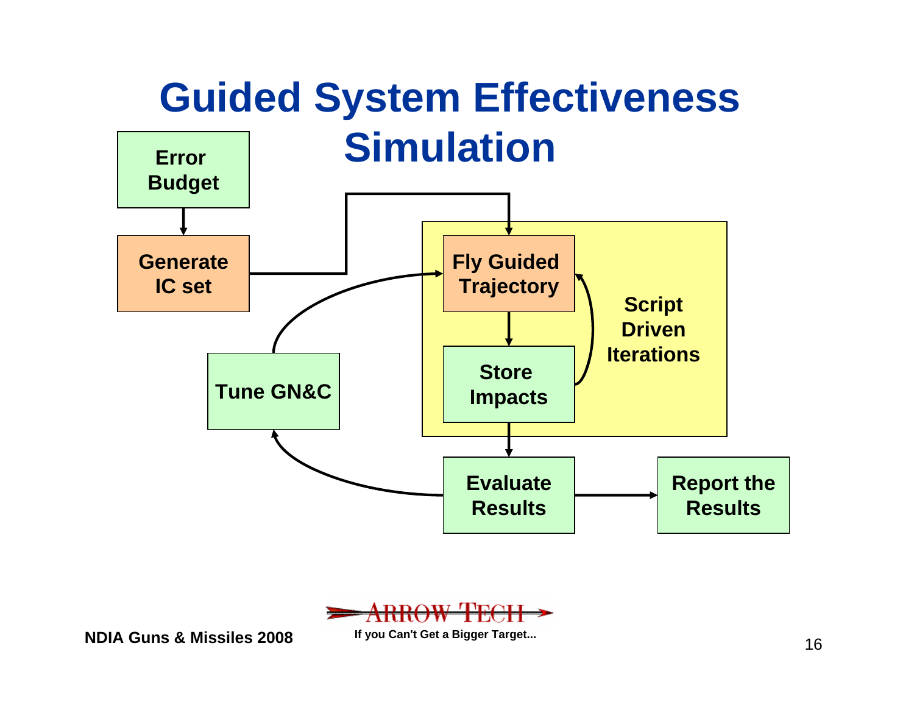# Guided System Effectiveness Simulation

Error Budget

Generate IC set

Fly Guided Trajectory

Store Impacts

Script Driven Iterations

Tune GN&C

Evaluate Results

Report the Results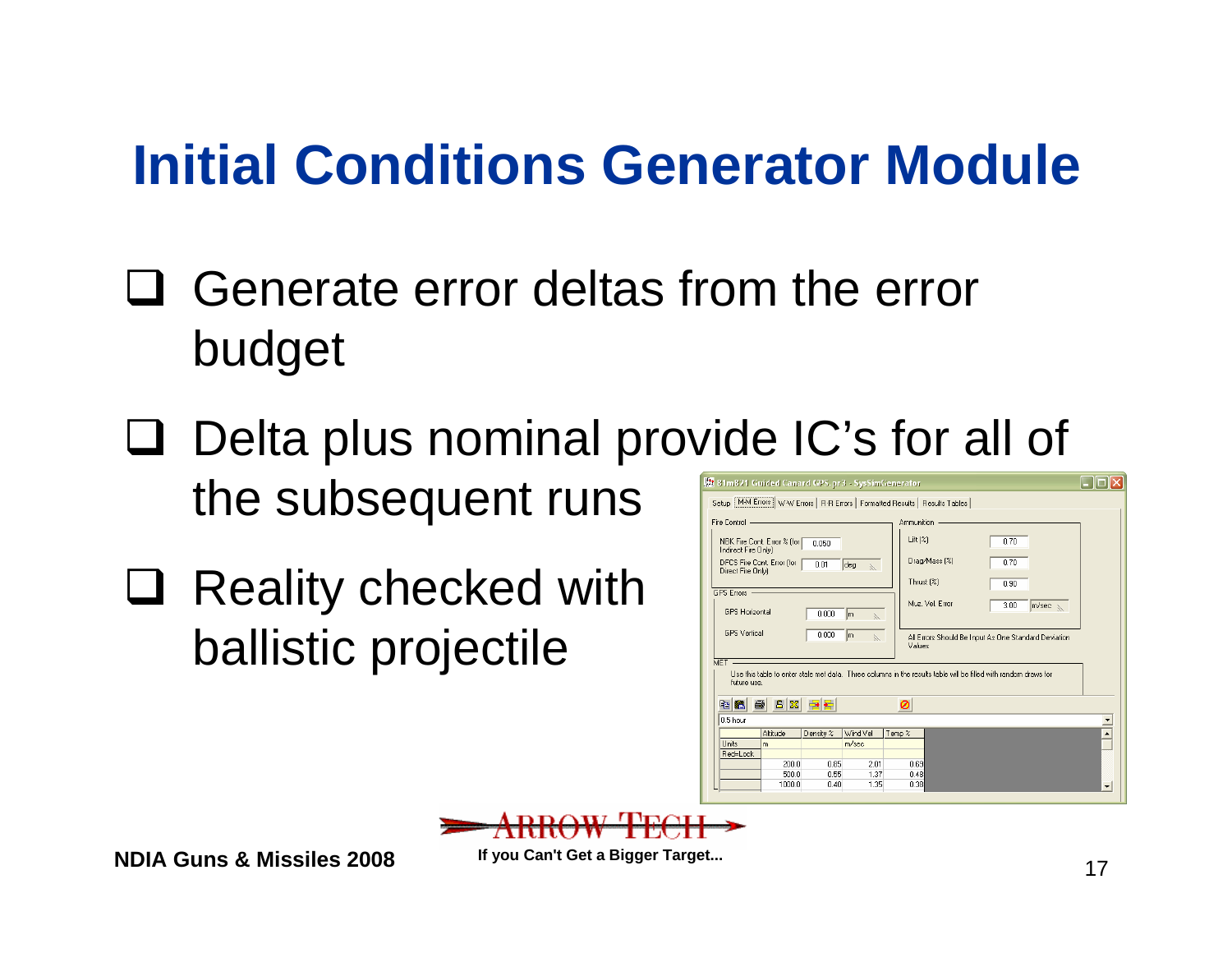# Initial Conditions Generator Module

- Generate error deltas from the error budget
- Delta plus nominal provide IC's for all of the subsequent runs
- Reality checked with ballistic projectile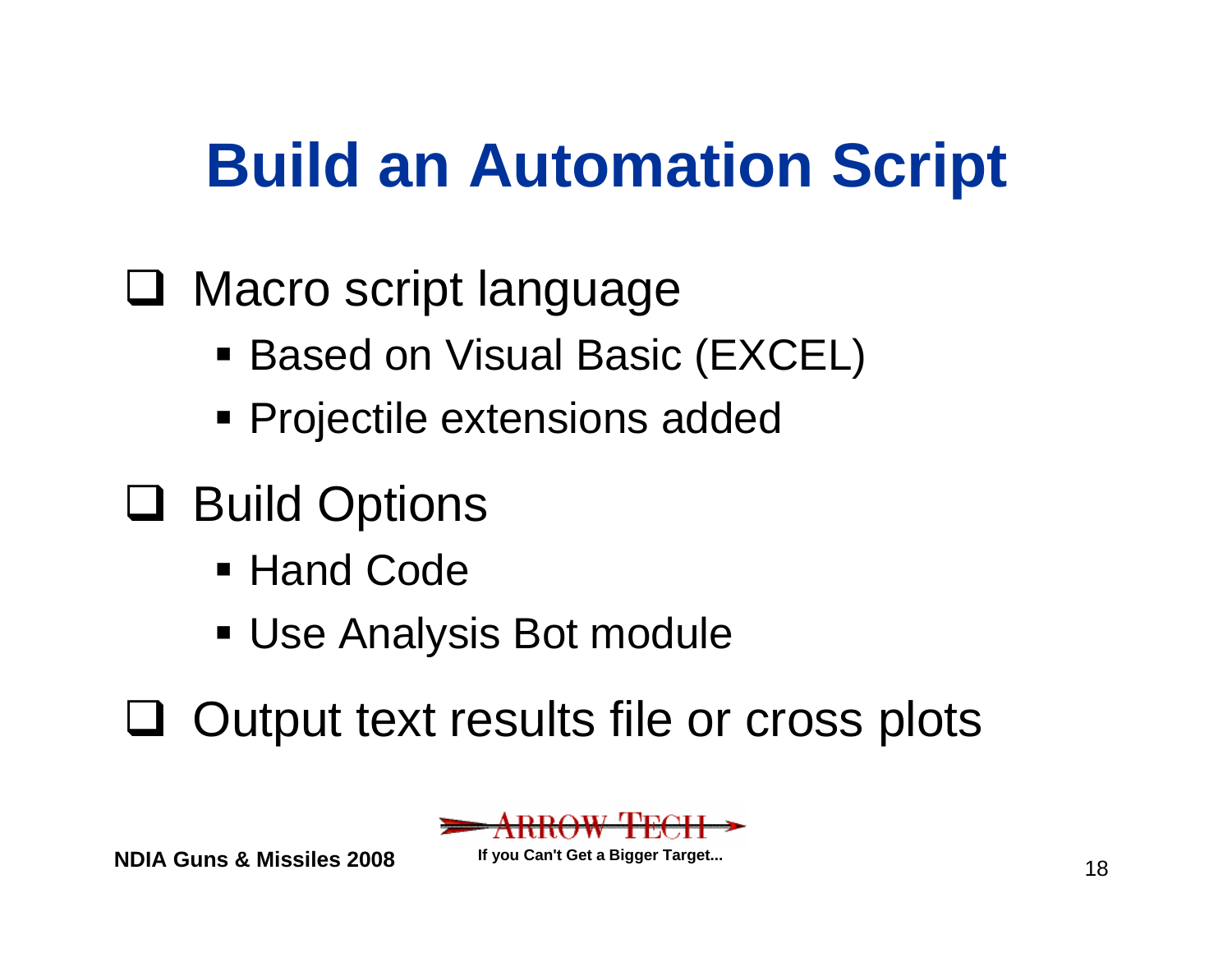# Build an Automation Script

- Macro script language
  - Based on Visual Basic (EXCEL)
  - Projectile extensions added
- Build Options
  - Hand Code
  - Use Analysis Bot module
- Output text results file or cross plots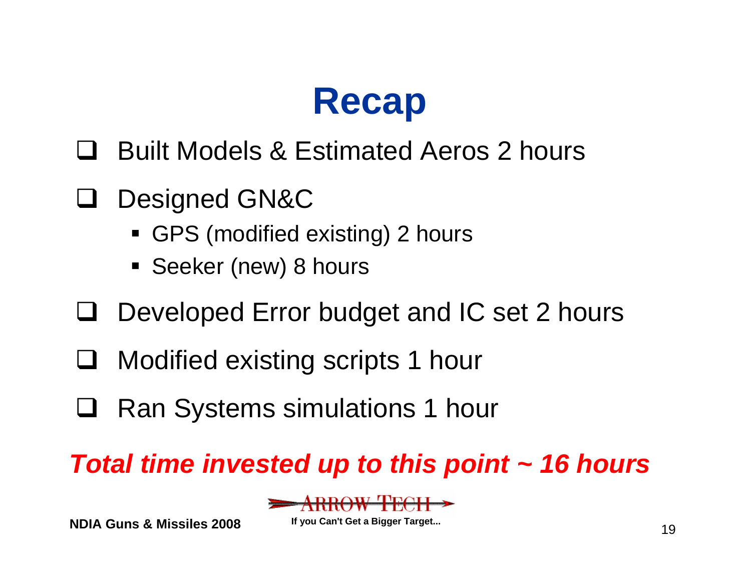# Recap

- Built Models & Estimated Aeros 2 hours
- Designed GN&C
  - GPS (modified existing) 2 hours
  - Seeker (new) 8 hours
- Developed Error budget and IC set 2 hours
- Modified existing scripts 1 hour
- Ran Systems simulations 1 hour

***Total time invested up to this point ~ 16 hours***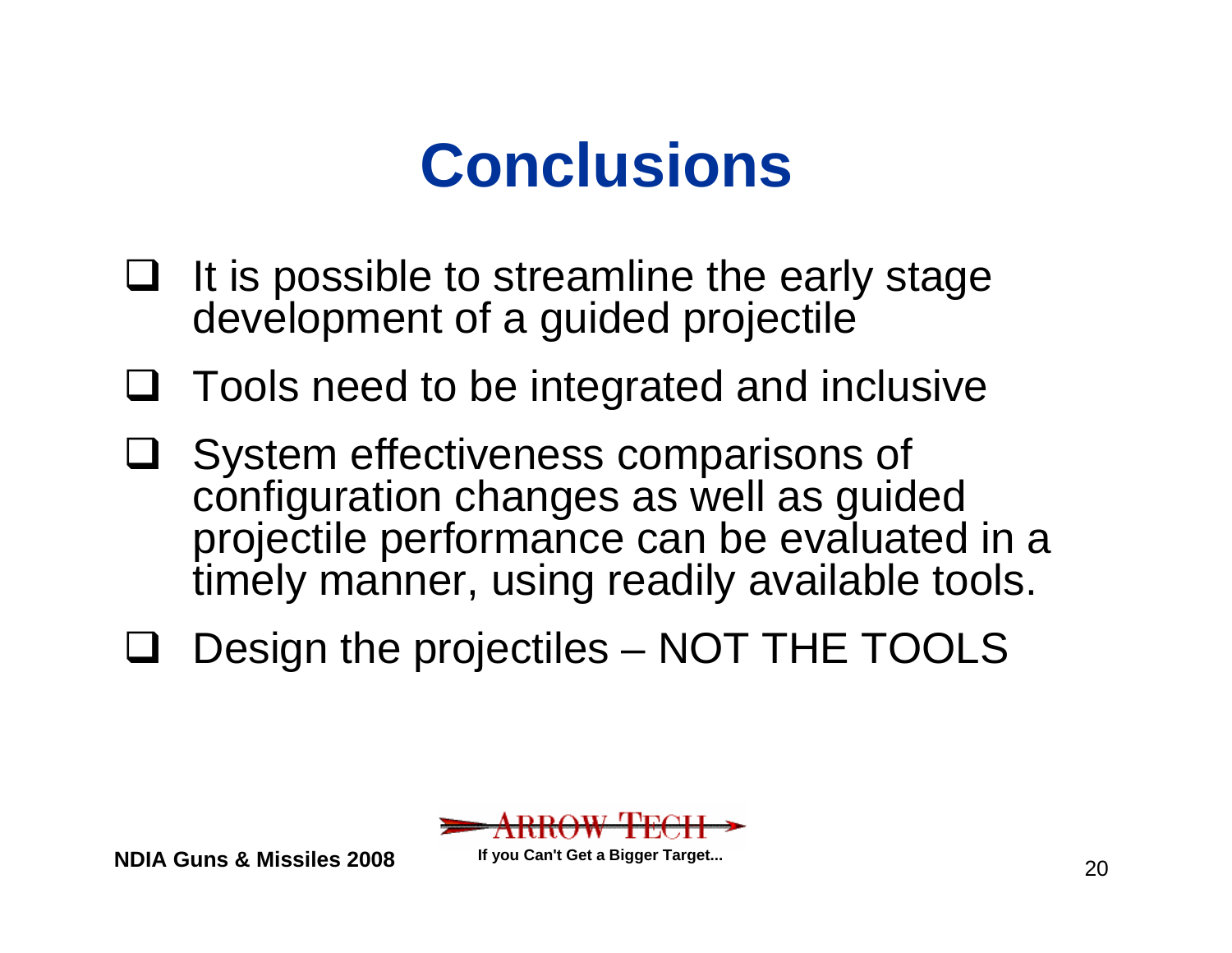# Conclusions

- It is possible to streamline the early stage development of a guided projectile
- Tools need to be integrated and inclusive
- System effectiveness comparisons of configuration changes as well as guided projectile performance can be evaluated in a timely manner, using readily available tools.
- Design the projectiles – NOT THE TOOLS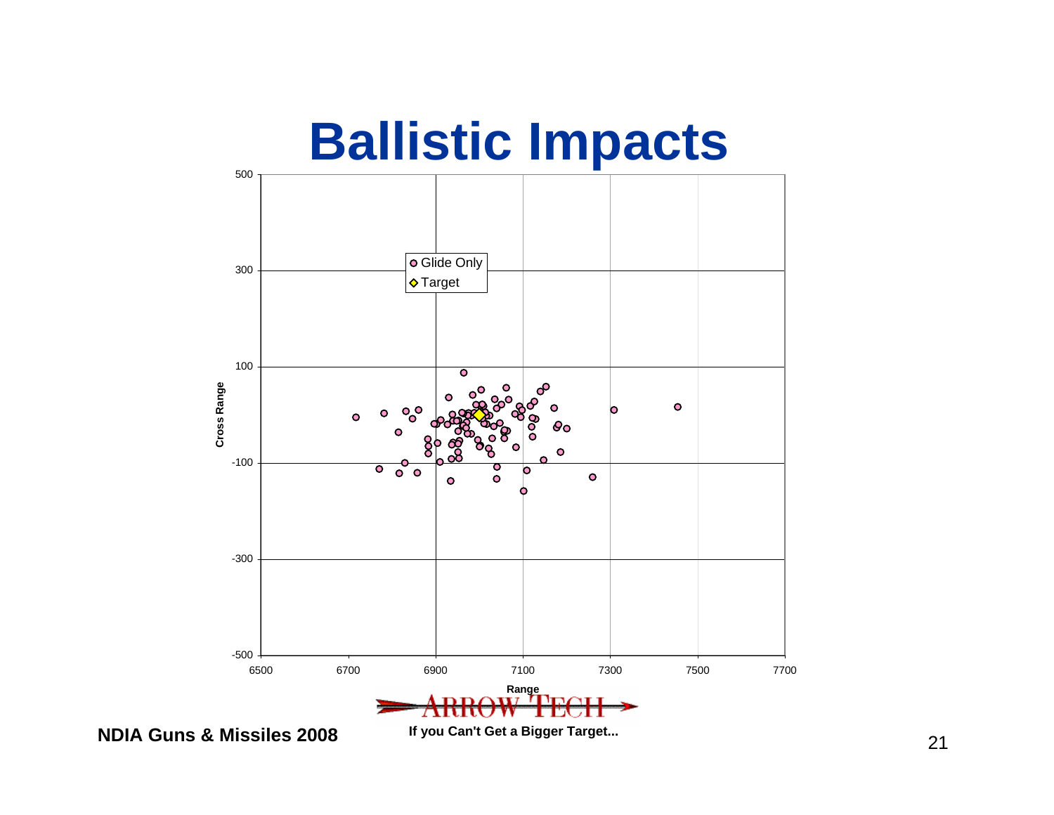# Ballistic Impacts

Cross Range

Range

- Glide Only
- Target

ARROW TECH

If you Can't Get a Bigger Target...

NDIA Guns & Missiles 2008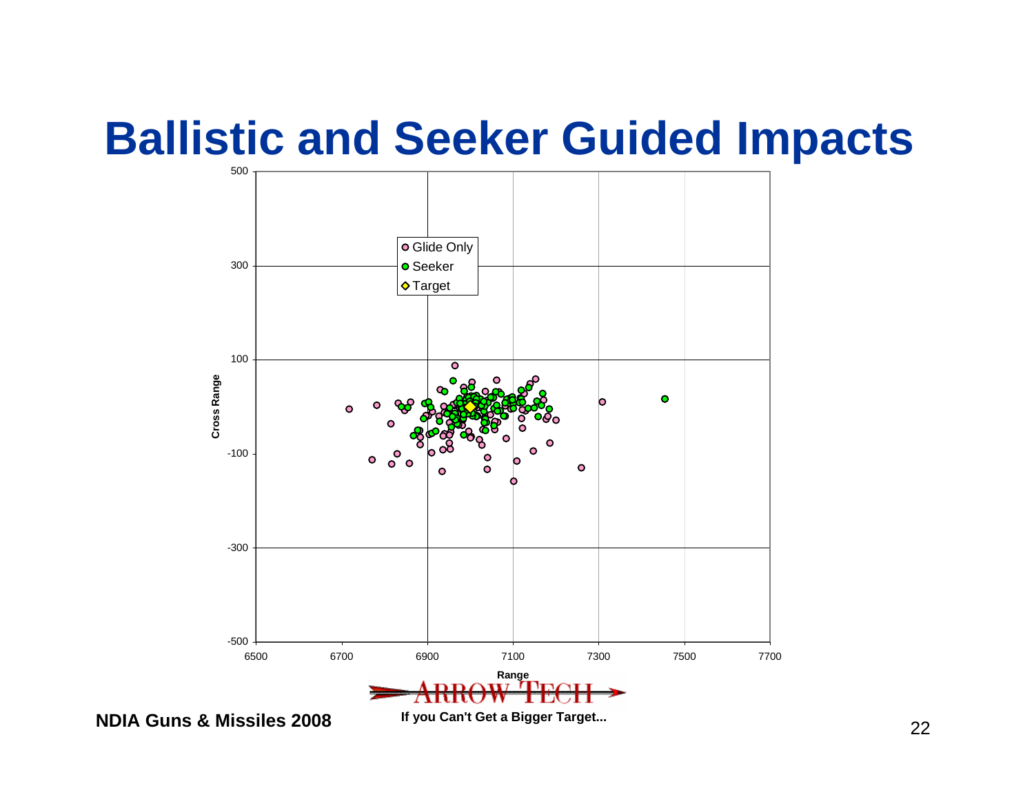# Ballistic and Seeker Guided Impacts

Cross Range

500

300

100

-100

-300

-500

6500 6700 6900 7100 7300 7500 7700

Range

Glide Only

Seeker

Target

ARROW TECH

If you Can't Get a Bigger Target...

NDIA Guns & Missiles 2008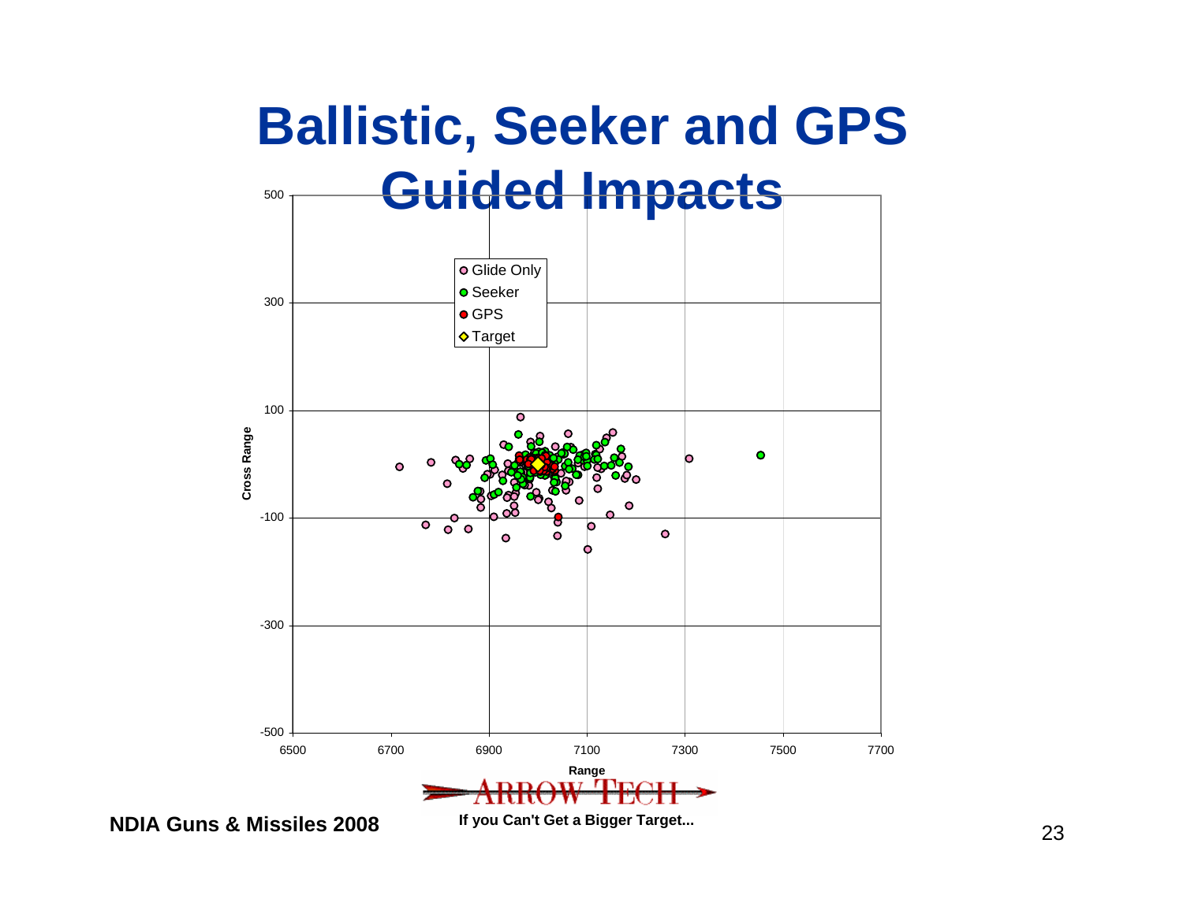# Ballistic, Seeker and GPS Guided Impacts

Glide Only
Seeker
GPS
Target

Cross Range

Range

500
300
100
-100
-300
-500

6500 6700 6900 7100 7300 7500 7700

ARROW TECH

NDIA Guns & Missiles 2008

If you Can't Get a Bigger Target...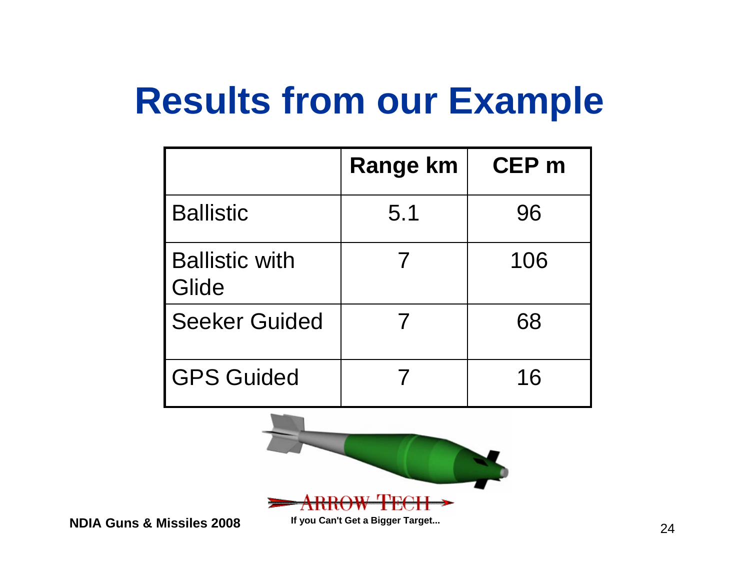# Results from our Example

| | Range km | CEP m |
|---|---|---|
| Ballistic | 5.1 | 96 |
| Ballistic with Glide | 7 | 106 |
| Seeker Guided | 7 | 68 |
| GPS Guided | 7 | 16 |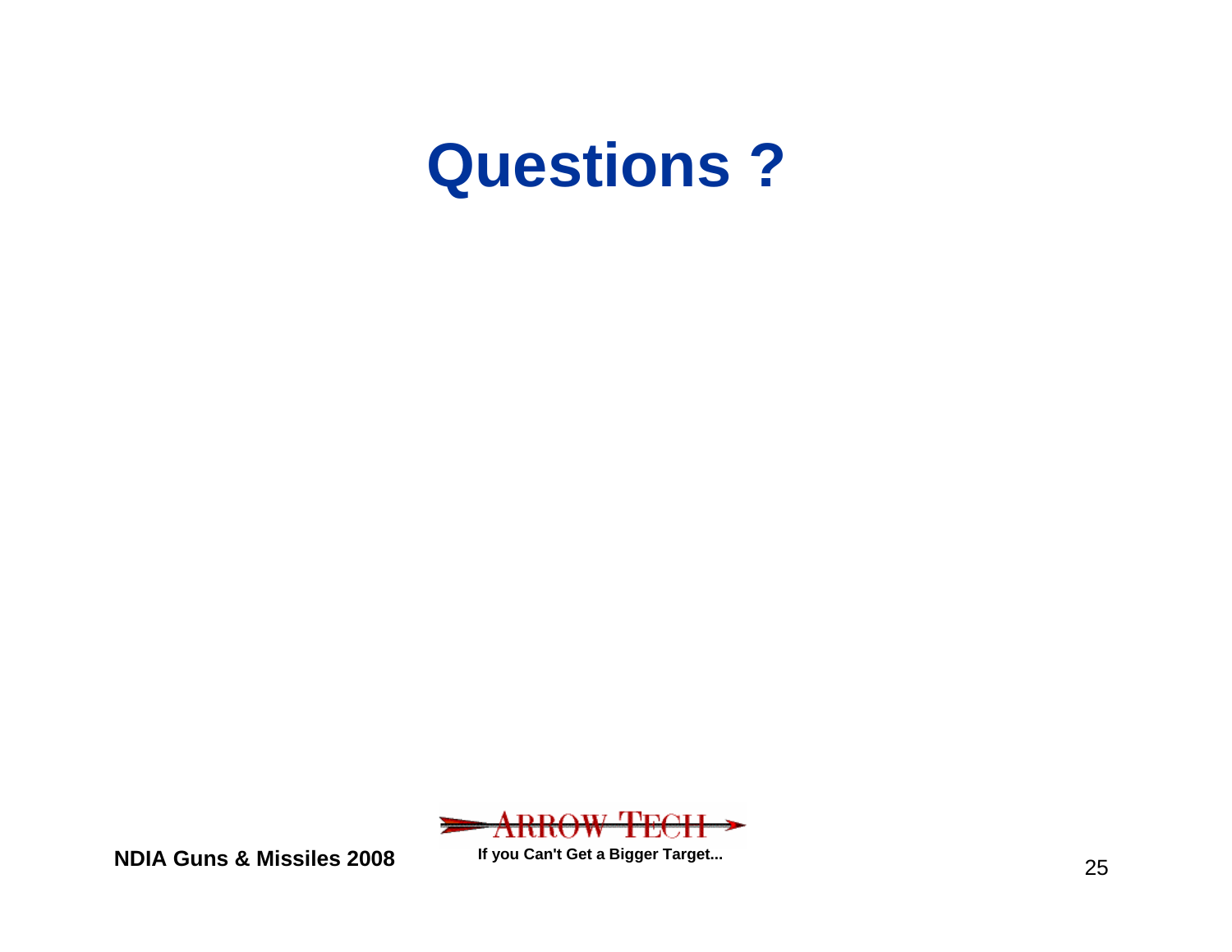# Questions ?